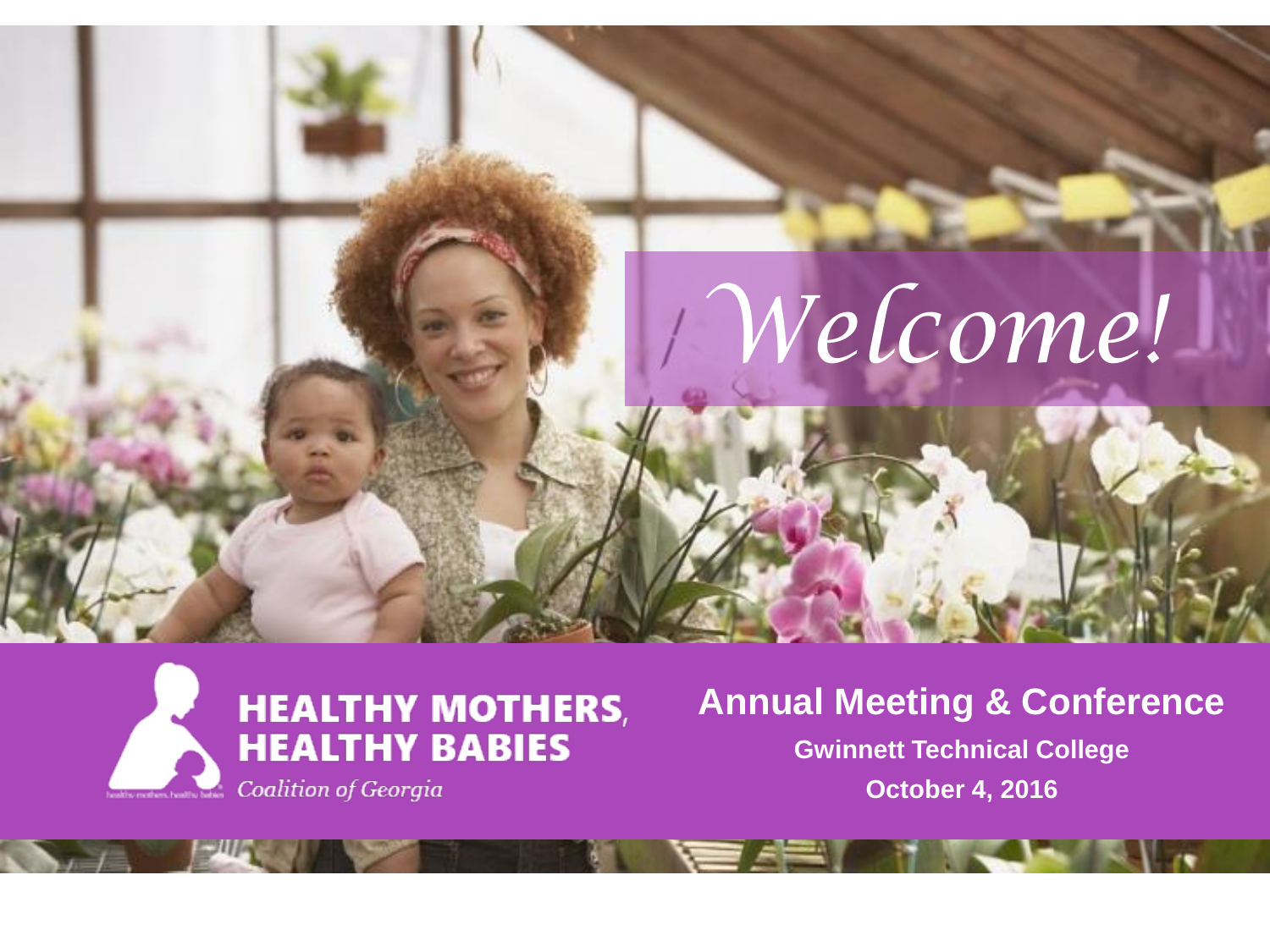# Welcome!

**HEALTHY MOTHERS, HEALTHY BABIES**

*Coalition of Georgia*

## Annual Meeting & Conference

**Gwinnett Technical College**

**October 4, 2016**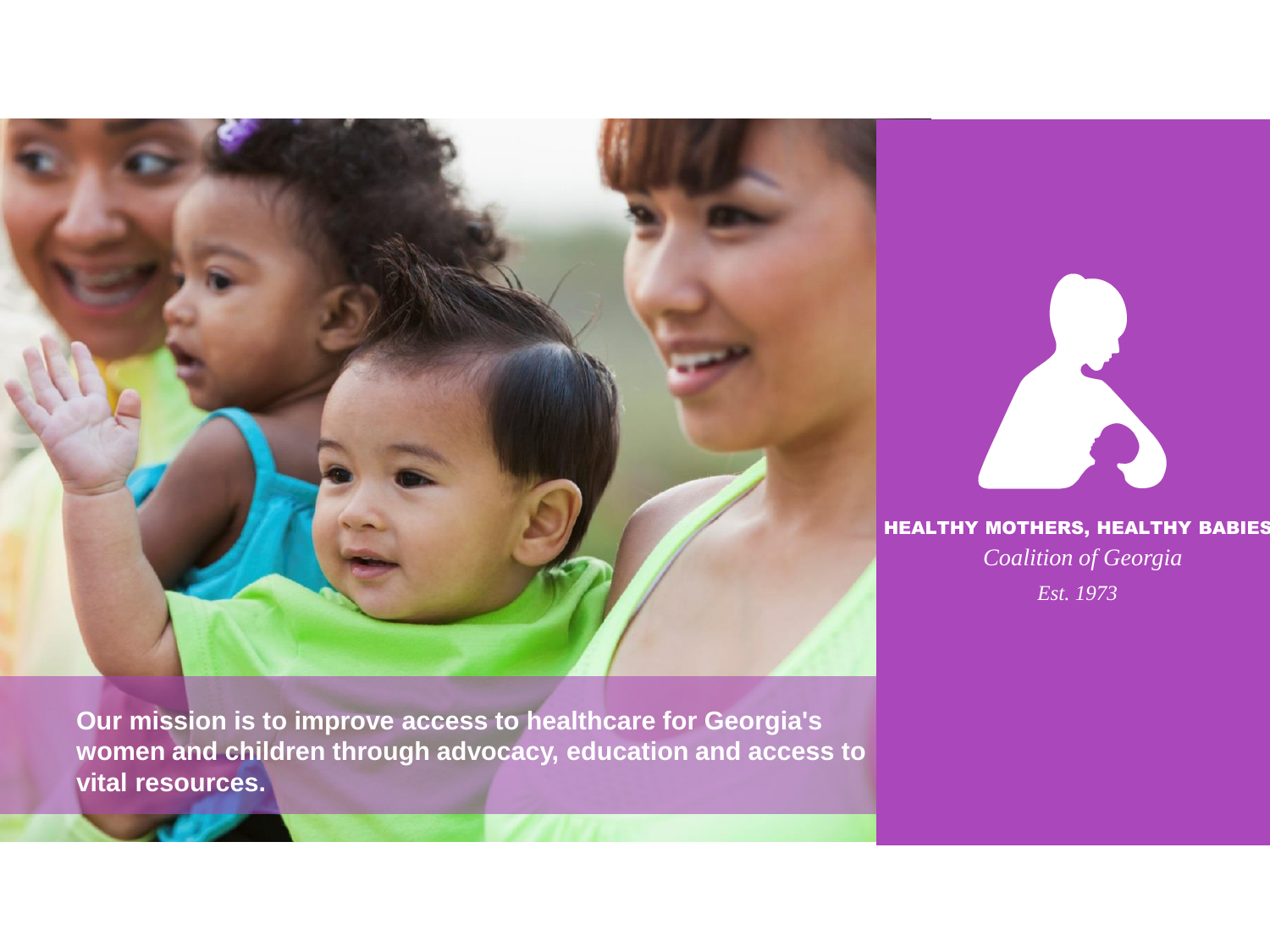Our mission is to improve access to healthcare for Georgia's women and children through advocacy, education and access to vital resources.

**HEALTHY MOTHERS, HEALTHY BABIES**

*Coalition of Georgia*

*Est. 1973*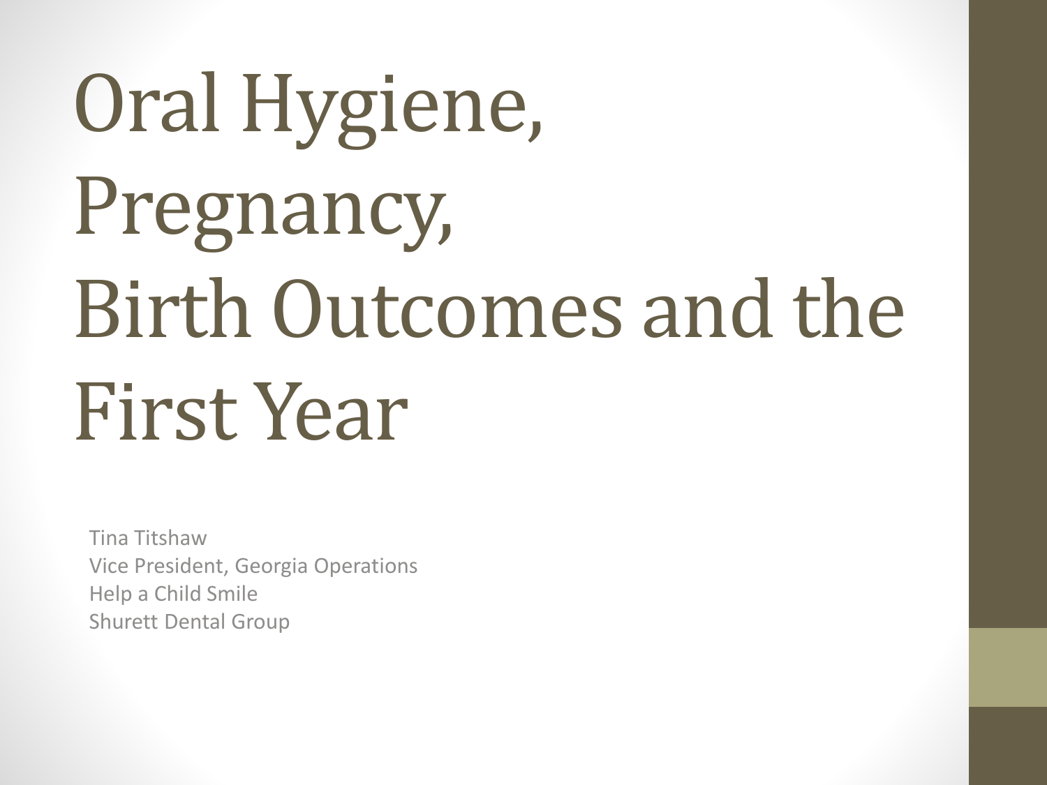# Oral Hygiene, Pregnancy, Birth Outcomes and the First Year

Tina Titshaw
Vice President, Georgia Operations
Help a Child Smile
Shurett Dental Group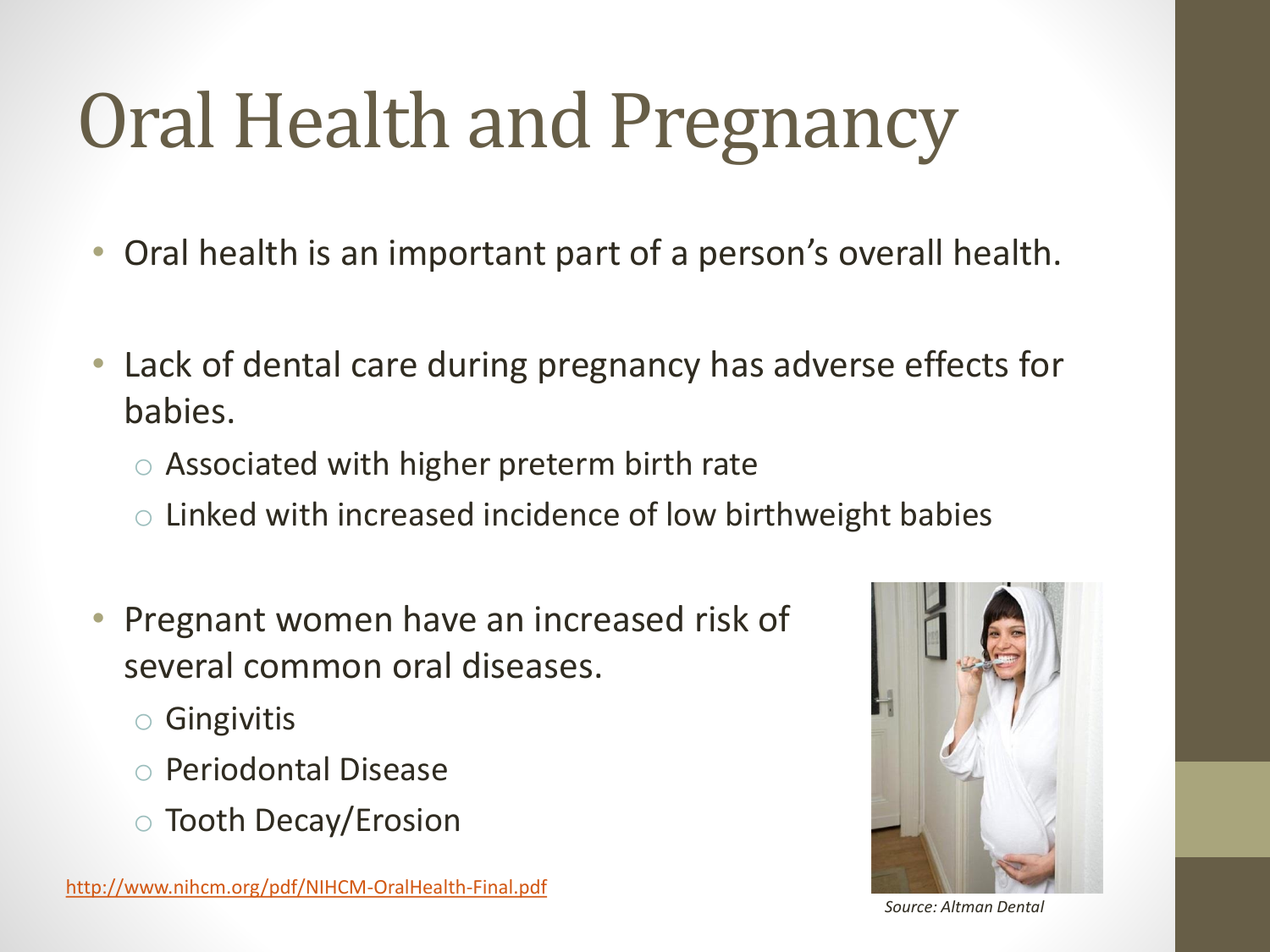# Oral Health and Pregnancy

- Oral health is an important part of a person's overall health.
- Lack of dental care during pregnancy has adverse effects for babies.
  - Associated with higher preterm birth rate
  - Linked with increased incidence of low birthweight babies
- Pregnant women have an increased risk of several common oral diseases.
  - Gingivitis
  - Periodontal Disease
  - Tooth Decay/Erosion

http://www.nihcm.org/pdf/NIHCM-OralHealth-Final.pdf

*Source: Altman Dental*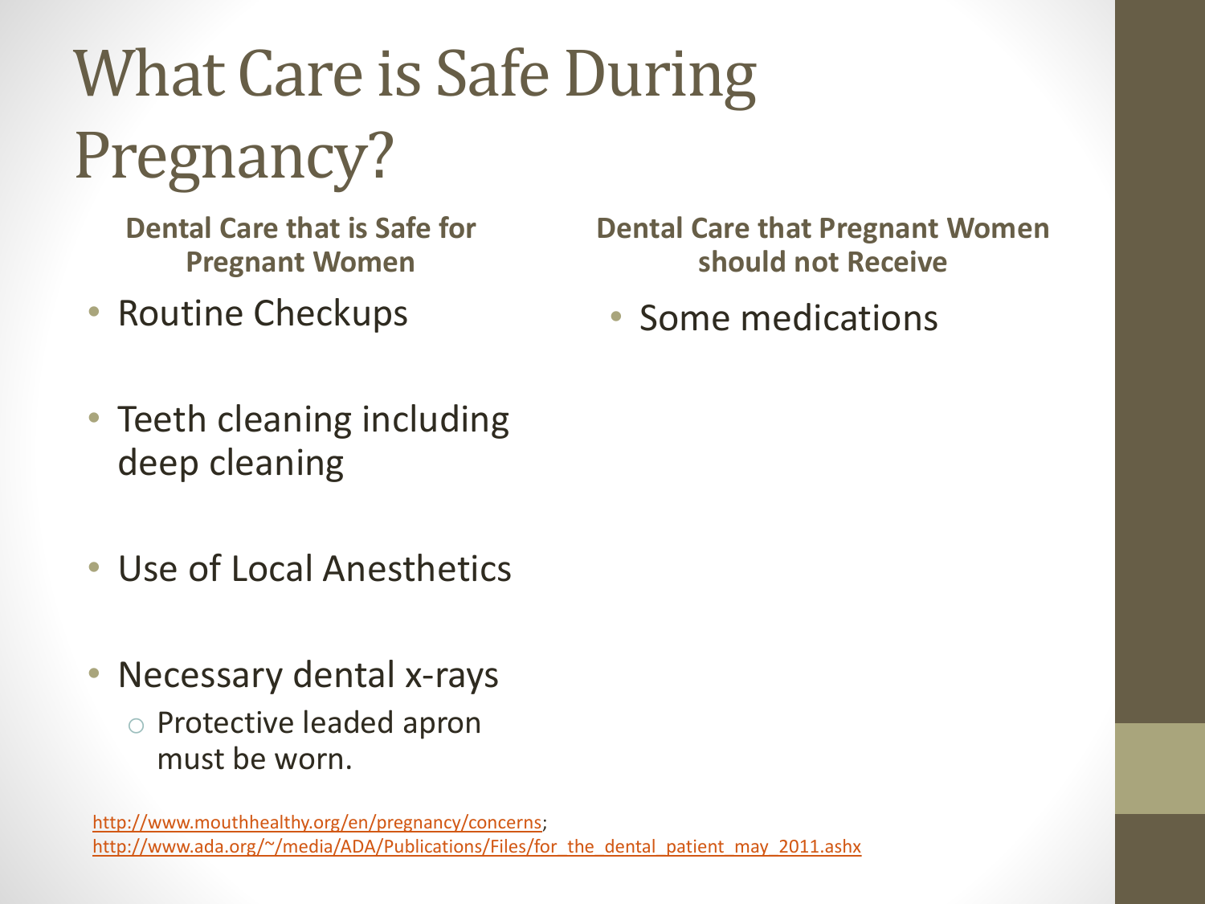# What Care is Safe During Pregnancy?

**Dental Care that is Safe for Pregnant Women**

- Routine Checkups
- Teeth cleaning including deep cleaning
- Use of Local Anesthetics
- Necessary dental x-rays
  - Protective leaded apron must be worn.

**Dental Care that Pregnant Women should not Receive**

- Some medications

http://www.mouthhealthy.org/en/pregnancy/concerns; http://www.ada.org/~/media/ADA/Publications/Files/for_the_dental_patient_may_2011.ashx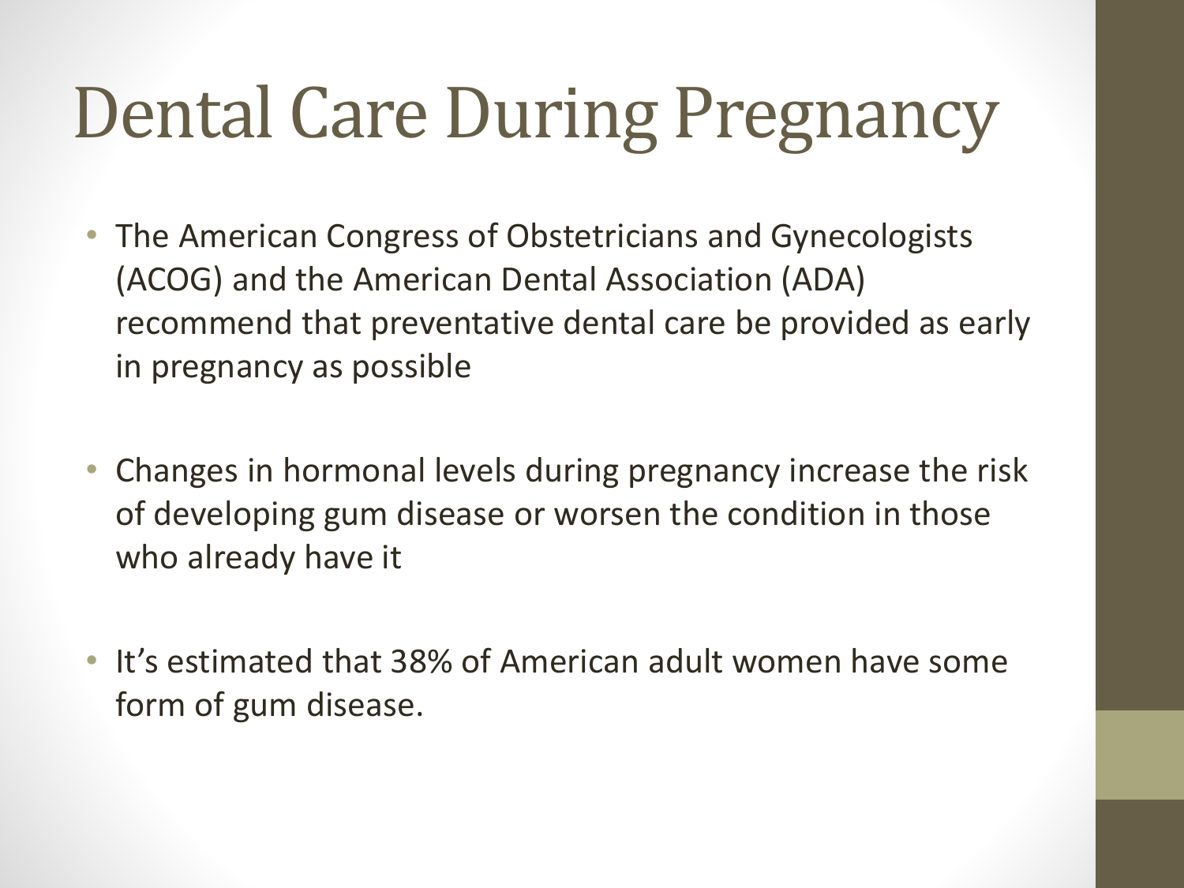# Dental Care During Pregnancy

- The American Congress of Obstetricians and Gynecologists (ACOG) and the American Dental Association (ADA) recommend that preventative dental care be provided as early in pregnancy as possible

- Changes in hormonal levels during pregnancy increase the risk of developing gum disease or worsen the condition in those who already have it

- It's estimated that 38% of American adult women have some form of gum disease.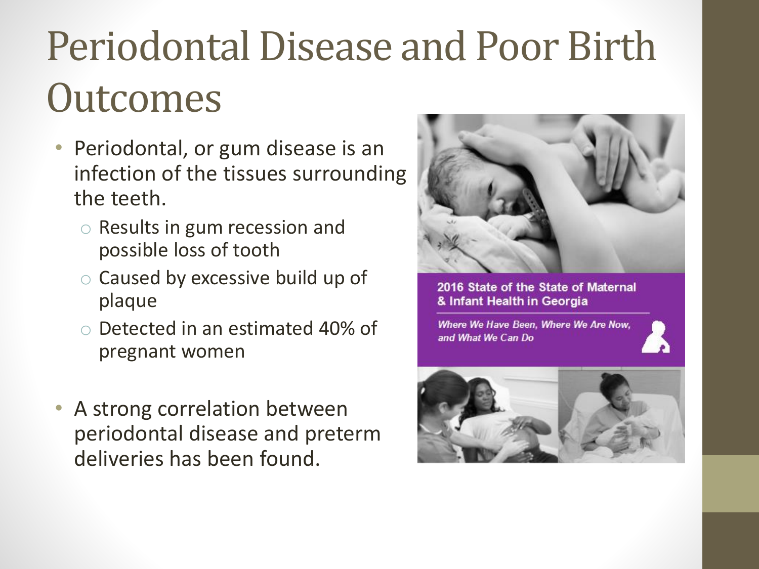# Periodontal Disease and Poor Birth Outcomes

- Periodontal, or gum disease is an infection of the tissues surrounding the teeth.
  - Results in gum recession and possible loss of tooth
  - Caused by excessive build up of plaque
  - Detected in an estimated 40% of pregnant women

- A strong correlation between periodontal disease and preterm deliveries has been found.

**2016 State of the State of Maternal & Infant Health in Georgia**

*Where We Have Been, Where We Are Now, and What We Can Do*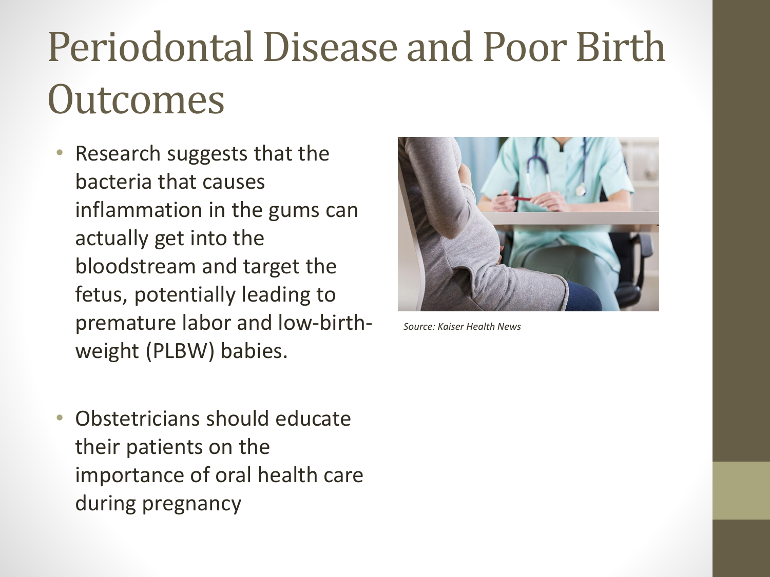# Periodontal Disease and Poor Birth Outcomes

- Research suggests that the bacteria that causes inflammation in the gums can actually get into the bloodstream and target the fetus, potentially leading to premature labor and low-birth-weight (PLBW) babies.

- Obstetricians should educate their patients on the importance of oral health care during pregnancy

*Source: Kaiser Health News*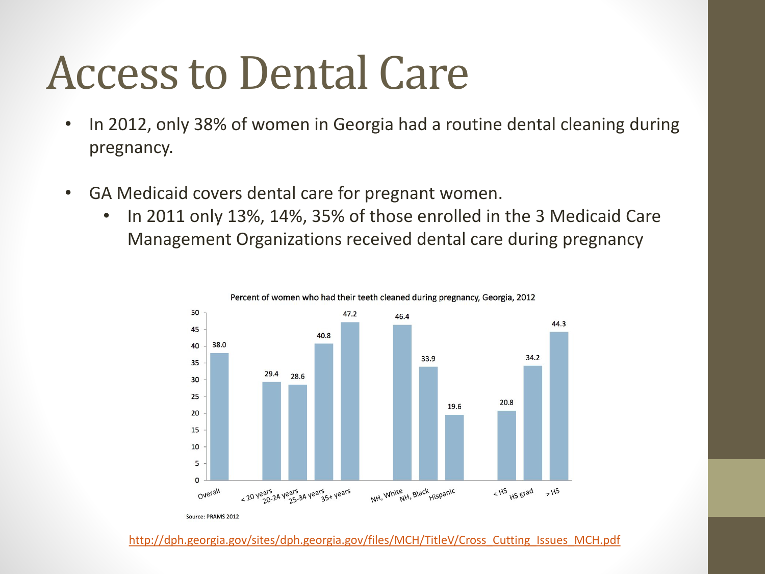# Access to Dental Care

- In 2012, only 38% of women in Georgia had a routine dental cleaning during pregnancy.
- GA Medicaid covers dental care for pregnant women.
  - In 2011 only 13%, 14%, 35% of those enrolled in the 3 Medicaid Care Management Organizations received dental care during pregnancy

Percent of women who had their teeth cleaned during pregnancy, Georgia, 2012

| Category | Percent |
|---|---|
| Overall | 38.0 |
| < 20 years | 29.4 |
| 20-24 years | 28.6 |
| 25-34 years | 40.8 |
| 35+ years | 47.2 |
| NH, White | 46.4 |
| NH, Black | 33.9 |
| Hispanic | 19.6 |
| < HS | 20.8 |
| HS grad | 34.2 |
| > HS | 44.3 |

Source: PRAMS 2012

http://dph.georgia.gov/sites/dph.georgia.gov/files/MCH/TitleV/Cross_Cutting_Issues_MCH.pdf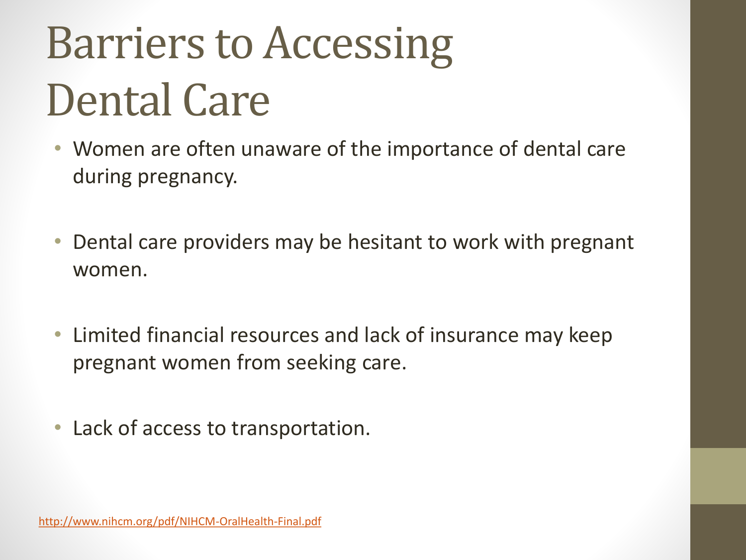# Barriers to Accessing Dental Care

- Women are often unaware of the importance of dental care during pregnancy.
- Dental care providers may be hesitant to work with pregnant women.
- Limited financial resources and lack of insurance may keep pregnant women from seeking care.
- Lack of access to transportation.

http://www.nihcm.org/pdf/NIHCM-OralHealth-Final.pdf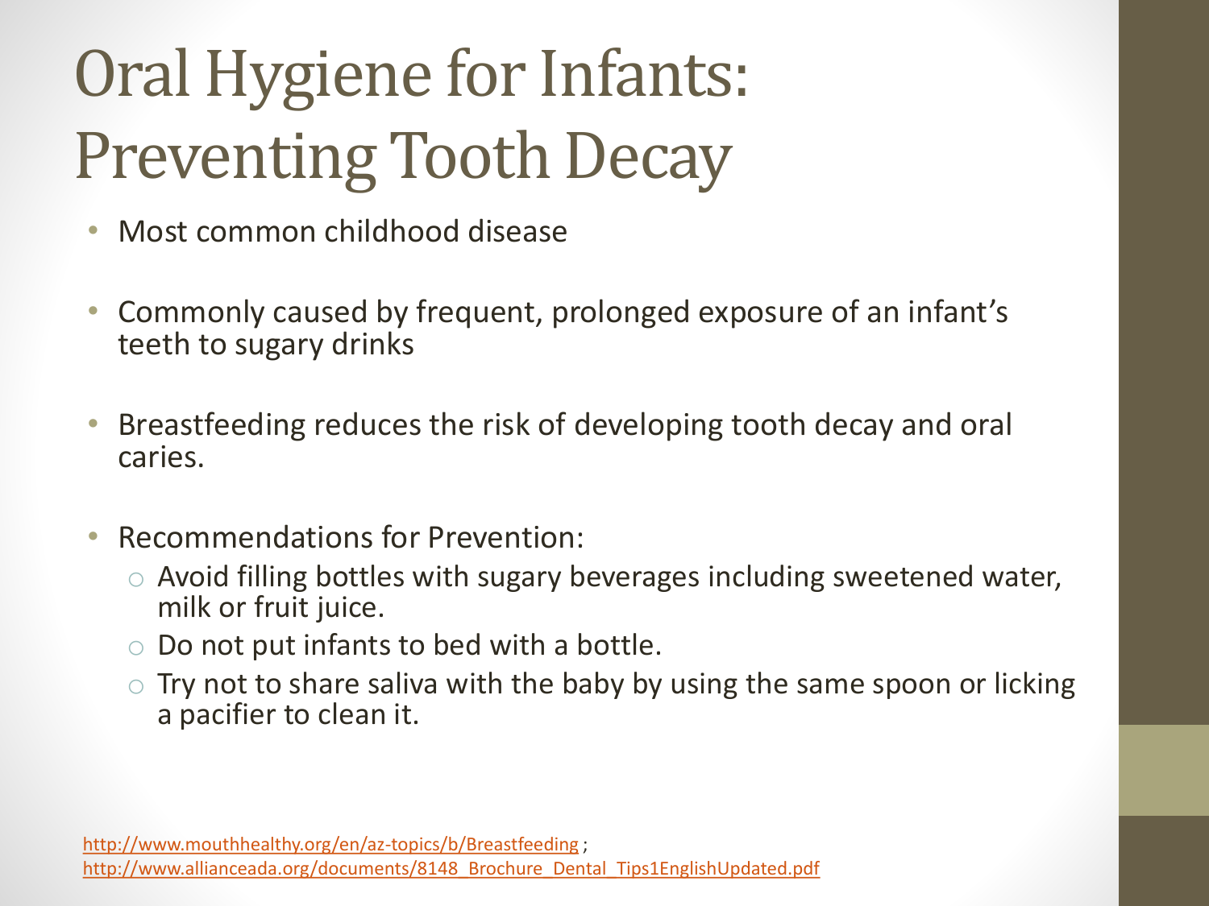# Oral Hygiene for Infants: Preventing Tooth Decay

- Most common childhood disease
- Commonly caused by frequent, prolonged exposure of an infant's teeth to sugary drinks
- Breastfeeding reduces the risk of developing tooth decay and oral caries.
- Recommendations for Prevention:
  - Avoid filling bottles with sugary beverages including sweetened water, milk or fruit juice.
  - Do not put infants to bed with a bottle.
  - Try not to share saliva with the baby by using the same spoon or licking a pacifier to clean it.

http://www.mouthhealthy.org/en/az-topics/b/Breastfeeding ;
http://www.allianceada.org/documents/8148_Brochure_Dental_Tips1EnglishUpdated.pdf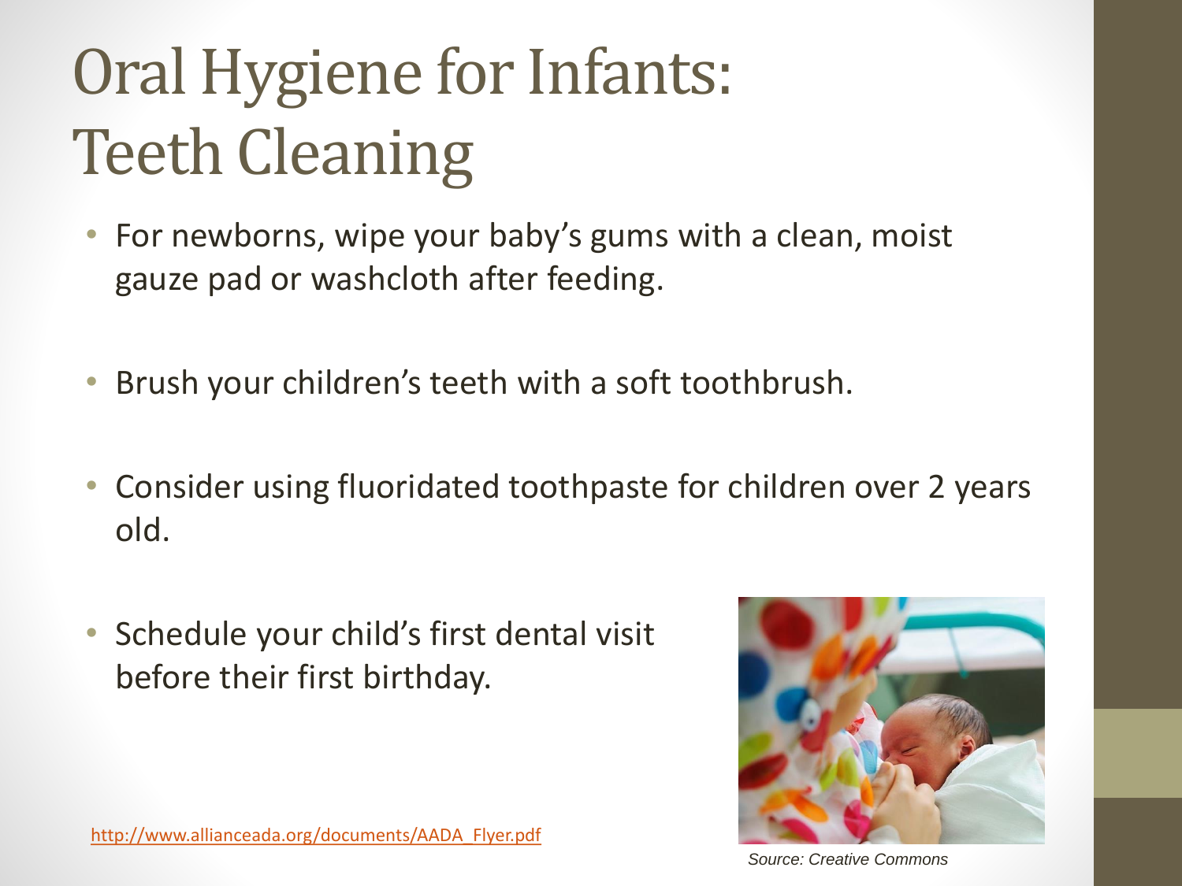# Oral Hygiene for Infants: Teeth Cleaning

- For newborns, wipe your baby's gums with a clean, moist gauze pad or washcloth after feeding.
- Brush your children's teeth with a soft toothbrush.
- Consider using fluoridated toothpaste for children over 2 years old.
- Schedule your child's first dental visit before their first birthday.

http://www.allianceada.org/documents/AADA_Flyer.pdf

*Source: Creative Commons*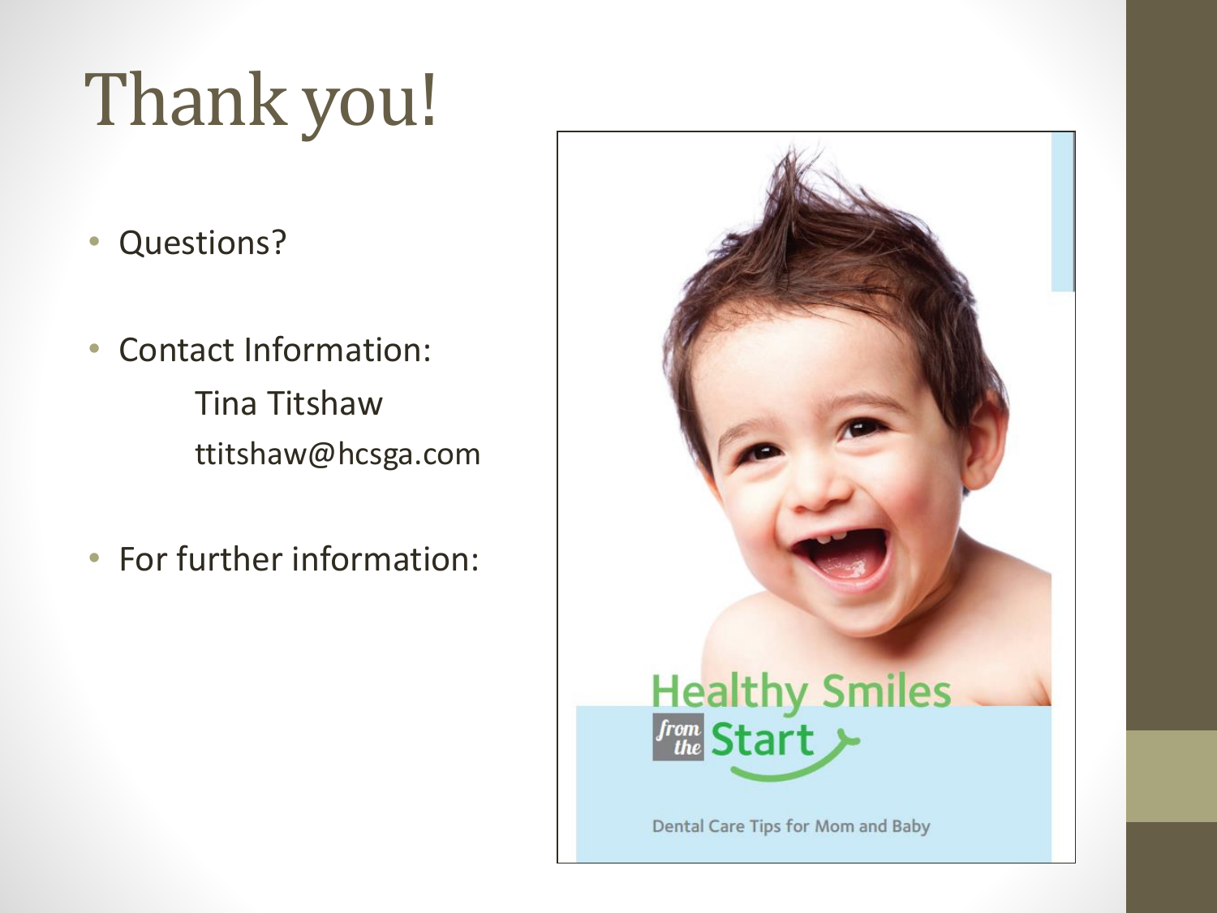# Thank you!

- Questions?
- Contact Information:
  Tina Titshaw
  ttitshaw@hcsga.com
- For further information:

Healthy Smiles from the Start

Dental Care Tips for Mom and Baby